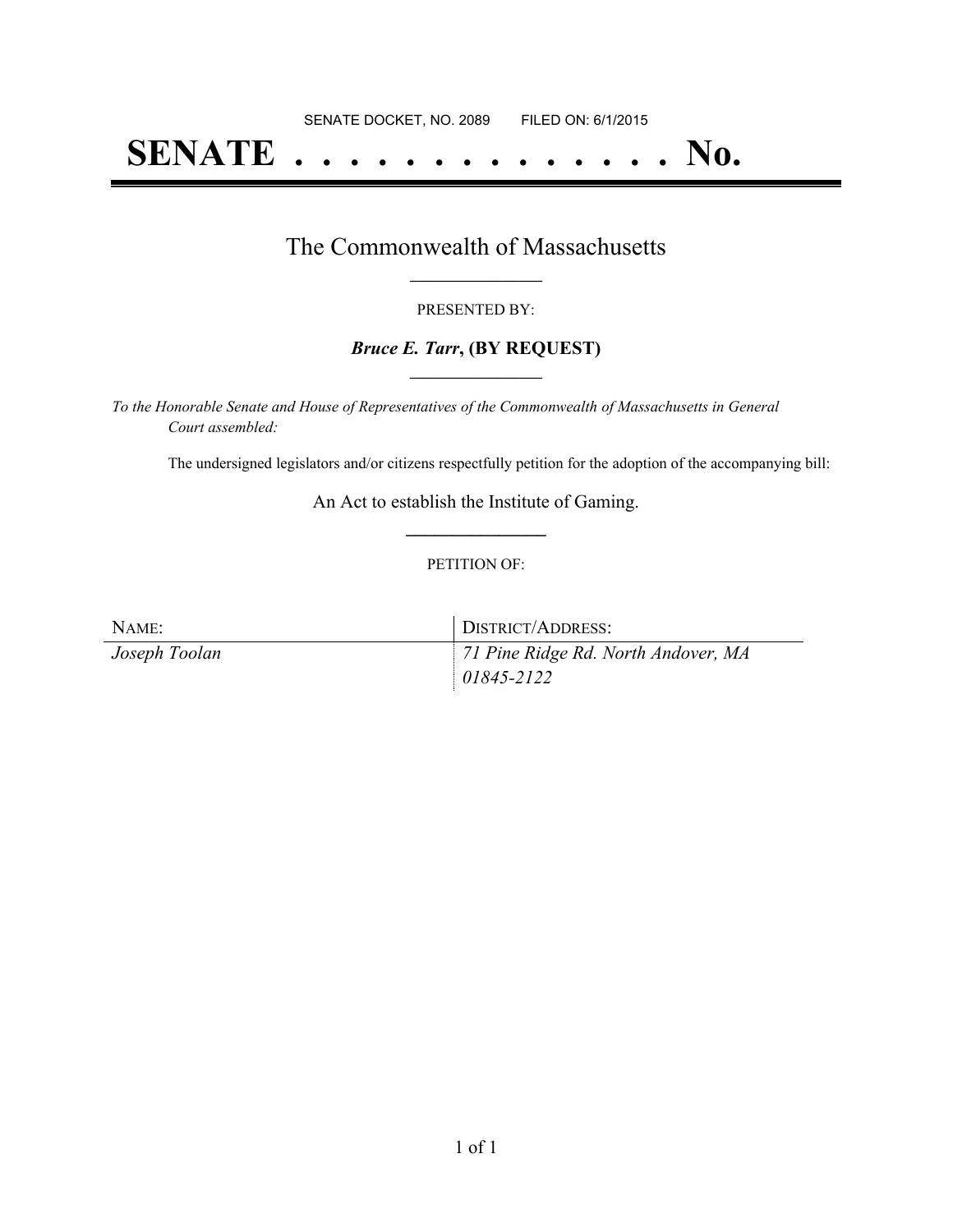SENATE DOCKET, NO. 2089        FILED ON: 6/1/2015

# SENATE . . . . . . . . . . . . . . No.

## The Commonwealth of Massachusetts

PRESENTED BY:

***Bruce E. Tarr*, (BY REQUEST)**

*To the Honorable Senate and House of Representatives of the Commonwealth of Massachusetts in General Court assembled:*

The undersigned legislators and/or citizens respectfully petition for the adoption of the accompanying bill:

An Act to establish the Institute of Gaming.

PETITION OF:

| NAME: | DISTRICT/ADDRESS: |
| --- | --- |
| *Joseph Toolan* | *71 Pine Ridge Rd. North Andover, MA 01845-2122* |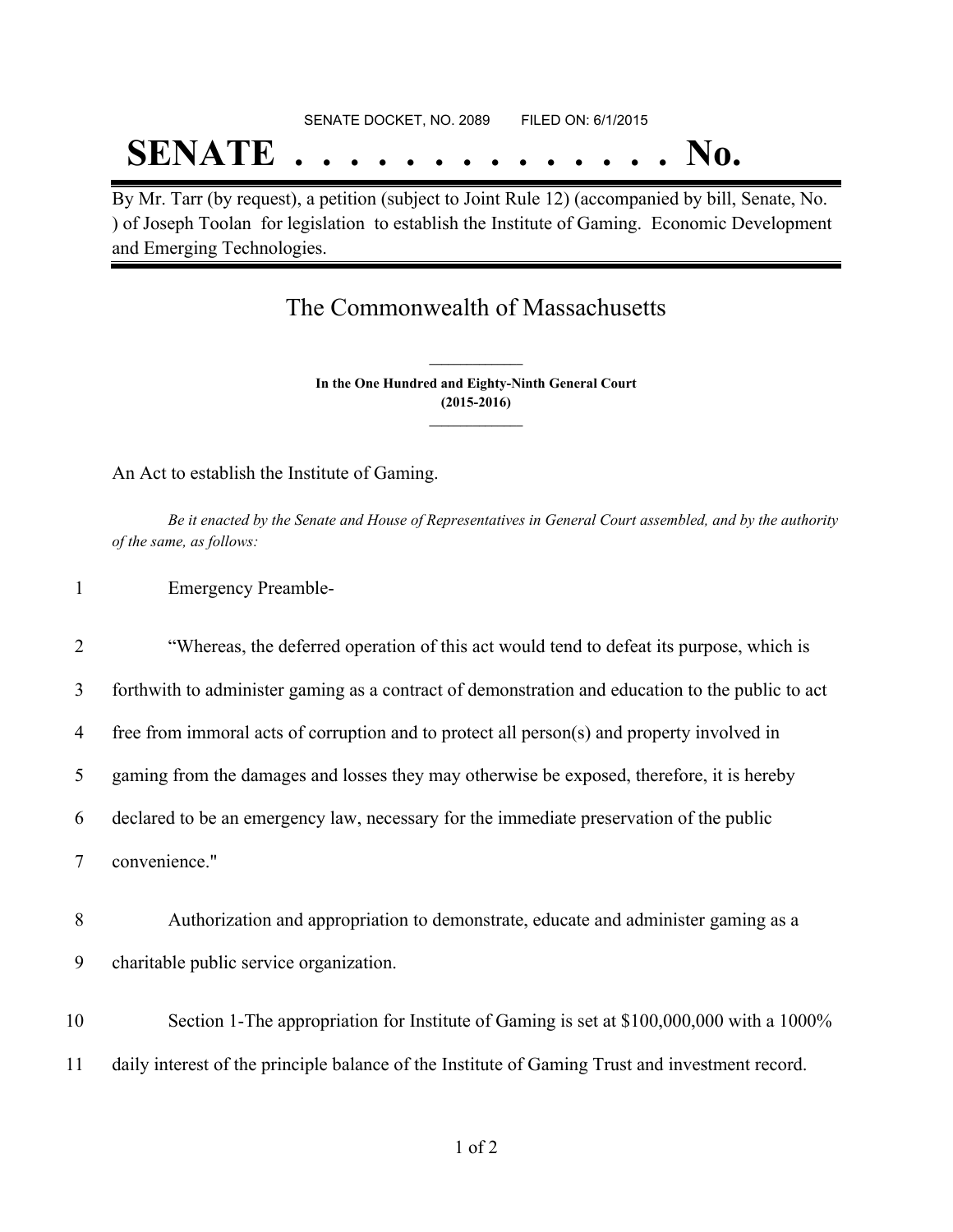SENATE DOCKET, NO. 2089        FILED ON: 6/1/2015

# SENATE . . . . . . . . . . . . . . No.

By Mr. Tarr (by request), a petition (subject to Joint Rule 12) (accompanied by bill, Senate, No. ) of Joseph Toolan for legislation to establish the Institute of Gaming. Economic Development and Emerging Technologies.

## The Commonwealth of Massachusetts

**In the One Hundred and Eighty-Ninth General Court**
**(2015-2016)**

An Act to establish the Institute of Gaming.

*Be it enacted by the Senate and House of Representatives in General Court assembled, and by the authority of the same, as follows:*

1 Emergency Preamble-

2 "Whereas, the deferred operation of this act would tend to defeat its purpose, which is
3 forthwith to administer gaming as a contract of demonstration and education to the public to act
4 free from immoral acts of corruption and to protect all person(s) and property involved in
5 gaming from the damages and losses they may otherwise be exposed, therefore, it is hereby
6 declared to be an emergency law, necessary for the immediate preservation of the public
7 convenience."

8 Authorization and appropriation to demonstrate, educate and administer gaming as a
9 charitable public service organization.

10 Section 1-The appropriation for Institute of Gaming is set at $100,000,000 with a 1000%
11 daily interest of the principle balance of the Institute of Gaming Trust and investment record.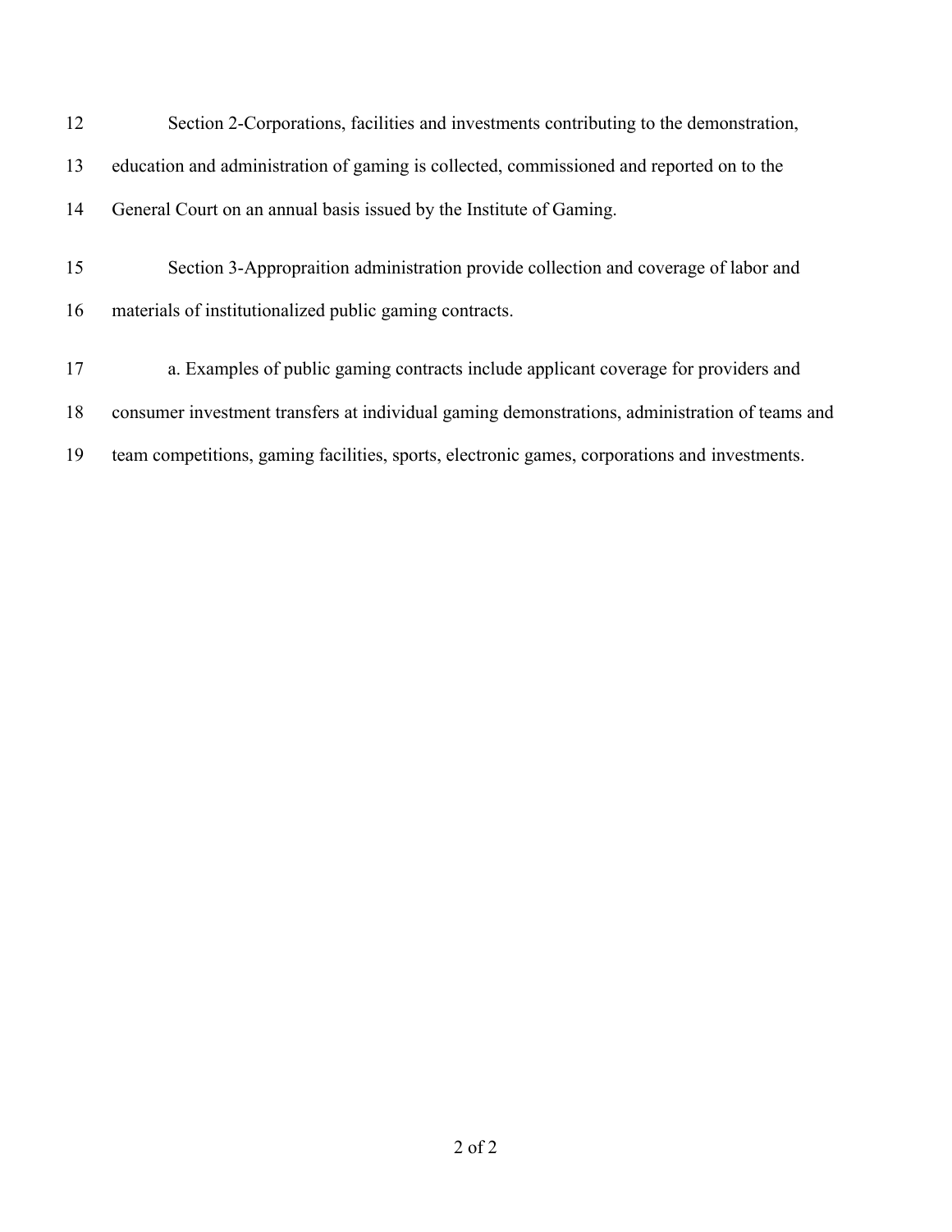Section 2-Corporations, facilities and investments contributing to the demonstration, education and administration of gaming is collected, commissioned and reported on to the General Court on an annual basis issued by the Institute of Gaming.

Section 3-Appropraition administration provide collection and coverage of labor and materials of institutionalized public gaming contracts.

a. Examples of public gaming contracts include applicant coverage for providers and consumer investment transfers at individual gaming demonstrations, administration of teams and team competitions, gaming facilities, sports, electronic games, corporations and investments.